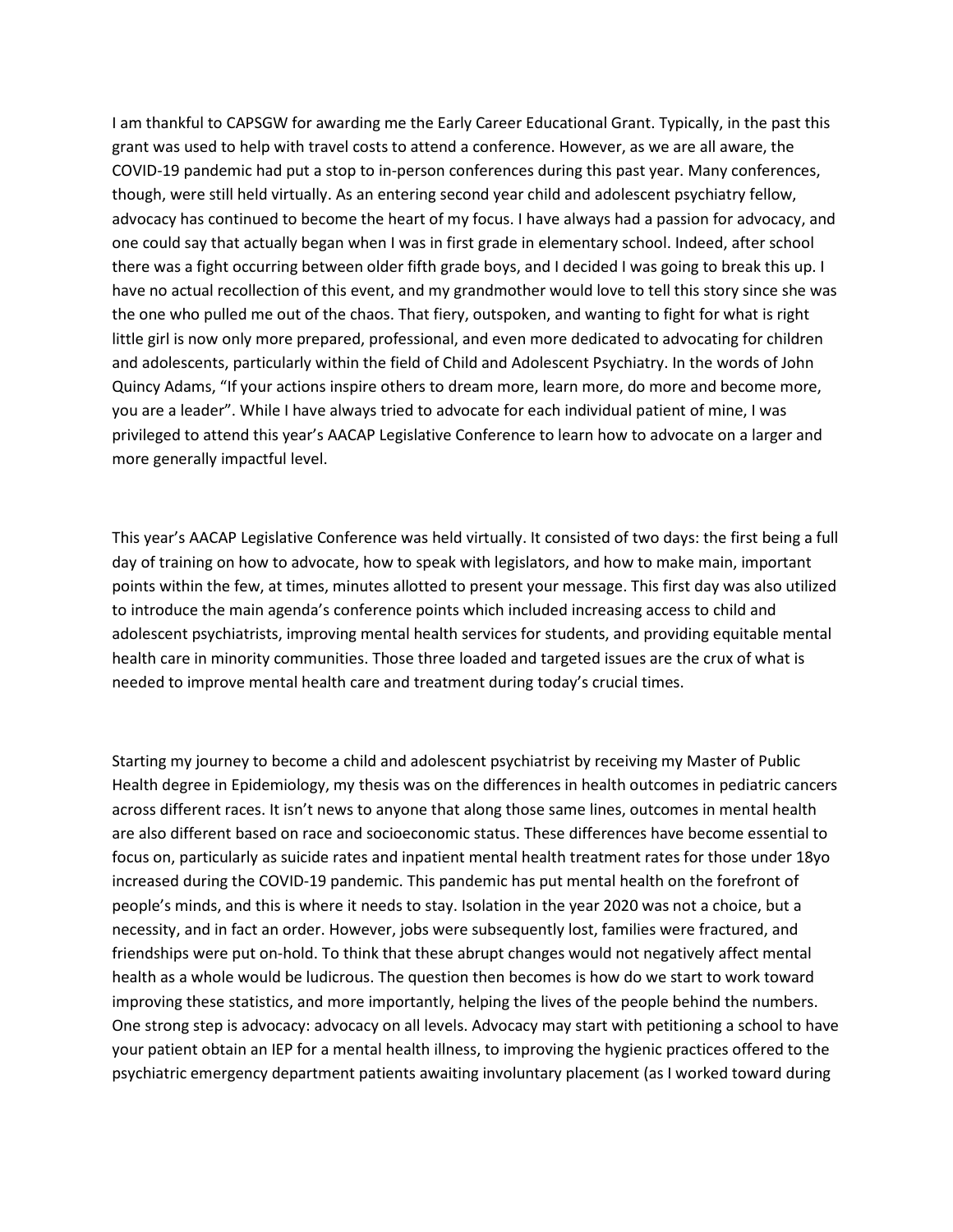I am thankful to CAPSGW for awarding me the Early Career Educational Grant. Typically, in the past this grant was used to help with travel costs to attend a conference. However, as we are all aware, the COVID-19 pandemic had put a stop to in-person conferences during this past year. Many conferences, though, were still held virtually. As an entering second year child and adolescent psychiatry fellow, advocacy has continued to become the heart of my focus. I have always had a passion for advocacy, and one could say that actually began when I was in first grade in elementary school. Indeed, after school there was a fight occurring between older fifth grade boys, and I decided I was going to break this up. I have no actual recollection of this event, and my grandmother would love to tell this story since she was the one who pulled me out of the chaos. That fiery, outspoken, and wanting to fight for what is right little girl is now only more prepared, professional, and even more dedicated to advocating for children and adolescents, particularly within the field of Child and Adolescent Psychiatry. In the words of John Quincy Adams, "If your actions inspire others to dream more, learn more, do more and become more, you are a leader". While I have always tried to advocate for each individual patient of mine, I was privileged to attend this year's AACAP Legislative Conference to learn how to advocate on a larger and more generally impactful level.

This year's AACAP Legislative Conference was held virtually. It consisted of two days: the first being a full day of training on how to advocate, how to speak with legislators, and how to make main, important points within the few, at times, minutes allotted to present your message. This first day was also utilized to introduce the main agenda's conference points which included increasing access to child and adolescent psychiatrists, improving mental health services for students, and providing equitable mental health care in minority communities. Those three loaded and targeted issues are the crux of what is needed to improve mental health care and treatment during today's crucial times.

Starting my journey to become a child and adolescent psychiatrist by receiving my Master of Public Health degree in Epidemiology, my thesis was on the differences in health outcomes in pediatric cancers across different races. It isn't news to anyone that along those same lines, outcomes in mental health are also different based on race and socioeconomic status. These differences have become essential to focus on, particularly as suicide rates and inpatient mental health treatment rates for those under 18yo increased during the COVID-19 pandemic. This pandemic has put mental health on the forefront of people's minds, and this is where it needs to stay. Isolation in the year 2020 was not a choice, but a necessity, and in fact an order. However, jobs were subsequently lost, families were fractured, and friendships were put on-hold. To think that these abrupt changes would not negatively affect mental health as a whole would be ludicrous. The question then becomes is how do we start to work toward improving these statistics, and more importantly, helping the lives of the people behind the numbers. One strong step is advocacy: advocacy on all levels. Advocacy may start with petitioning a school to have your patient obtain an IEP for a mental health illness, to improving the hygienic practices offered to the psychiatric emergency department patients awaiting involuntary placement (as I worked toward during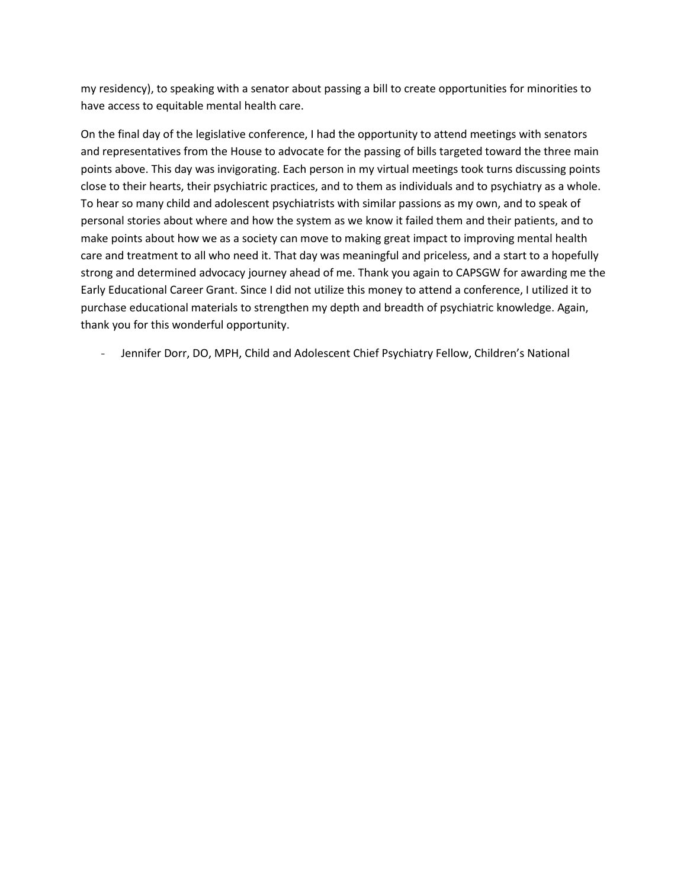my residency), to speaking with a senator about passing a bill to create opportunities for minorities to have access to equitable mental health care.

On the final day of the legislative conference, I had the opportunity to attend meetings with senators and representatives from the House to advocate for the passing of bills targeted toward the three main points above. This day was invigorating. Each person in my virtual meetings took turns discussing points close to their hearts, their psychiatric practices, and to them as individuals and to psychiatry as a whole. To hear so many child and adolescent psychiatrists with similar passions as my own, and to speak of personal stories about where and how the system as we know it failed them and their patients, and to make points about how we as a society can move to making great impact to improving mental health care and treatment to all who need it. That day was meaningful and priceless, and a start to a hopefully strong and determined advocacy journey ahead of me. Thank you again to CAPSGW for awarding me the Early Educational Career Grant. Since I did not utilize this money to attend a conference, I utilized it to purchase educational materials to strengthen my depth and breadth of psychiatric knowledge. Again, thank you for this wonderful opportunity.

- Jennifer Dorr, DO, MPH, Child and Adolescent Chief Psychiatry Fellow, Children's National